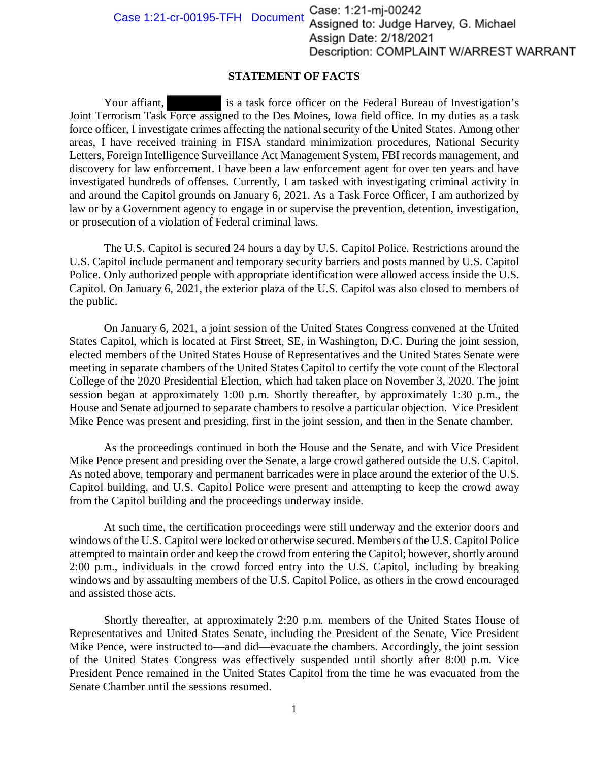Case 1:21-cr-00195-TFH Document

Case: 1:21-mj-00242
Assigned to: Judge Harvey, G. Michael
Assign Date: 2/18/2021
Description: COMPLAINT W/ARREST WARRANT

## STATEMENT OF FACTS

Your affiant, [REDACTED] is a task force officer on the Federal Bureau of Investigation's Joint Terrorism Task Force assigned to the Des Moines, Iowa field office. In my duties as a task force officer, I investigate crimes affecting the national security of the United States. Among other areas, I have received training in FISA standard minimization procedures, National Security Letters, Foreign Intelligence Surveillance Act Management System, FBI records management, and discovery for law enforcement. I have been a law enforcement agent for over ten years and have investigated hundreds of offenses. Currently, I am tasked with investigating criminal activity in and around the Capitol grounds on January 6, 2021. As a Task Force Officer, I am authorized by law or by a Government agency to engage in or supervise the prevention, detention, investigation, or prosecution of a violation of Federal criminal laws.

The U.S. Capitol is secured 24 hours a day by U.S. Capitol Police. Restrictions around the U.S. Capitol include permanent and temporary security barriers and posts manned by U.S. Capitol Police. Only authorized people with appropriate identification were allowed access inside the U.S. Capitol. On January 6, 2021, the exterior plaza of the U.S. Capitol was also closed to members of the public.

On January 6, 2021, a joint session of the United States Congress convened at the United States Capitol, which is located at First Street, SE, in Washington, D.C. During the joint session, elected members of the United States House of Representatives and the United States Senate were meeting in separate chambers of the United States Capitol to certify the vote count of the Electoral College of the 2020 Presidential Election, which had taken place on November 3, 2020. The joint session began at approximately 1:00 p.m. Shortly thereafter, by approximately 1:30 p.m., the House and Senate adjourned to separate chambers to resolve a particular objection. Vice President Mike Pence was present and presiding, first in the joint session, and then in the Senate chamber.

As the proceedings continued in both the House and the Senate, and with Vice President Mike Pence present and presiding over the Senate, a large crowd gathered outside the U.S. Capitol. As noted above, temporary and permanent barricades were in place around the exterior of the U.S. Capitol building, and U.S. Capitol Police were present and attempting to keep the crowd away from the Capitol building and the proceedings underway inside.

At such time, the certification proceedings were still underway and the exterior doors and windows of the U.S. Capitol were locked or otherwise secured. Members of the U.S. Capitol Police attempted to maintain order and keep the crowd from entering the Capitol; however, shortly around 2:00 p.m., individuals in the crowd forced entry into the U.S. Capitol, including by breaking windows and by assaulting members of the U.S. Capitol Police, as others in the crowd encouraged and assisted those acts.

Shortly thereafter, at approximately 2:20 p.m. members of the United States House of Representatives and United States Senate, including the President of the Senate, Vice President Mike Pence, were instructed to—and did—evacuate the chambers. Accordingly, the joint session of the United States Congress was effectively suspended until shortly after 8:00 p.m. Vice President Pence remained in the United States Capitol from the time he was evacuated from the Senate Chamber until the sessions resumed.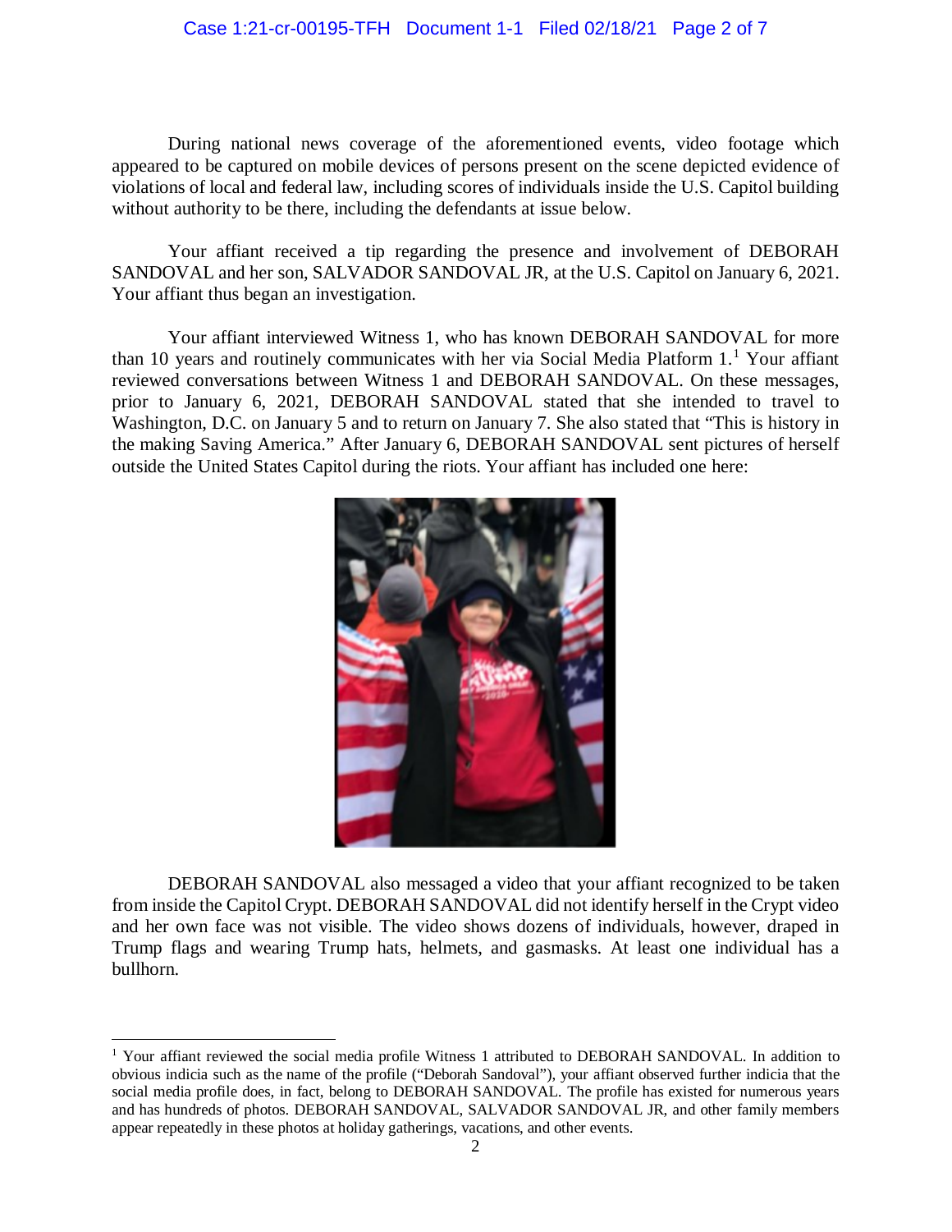During national news coverage of the aforementioned events, video footage which appeared to be captured on mobile devices of persons present on the scene depicted evidence of violations of local and federal law, including scores of individuals inside the U.S. Capitol building without authority to be there, including the defendants at issue below.

Your affiant received a tip regarding the presence and involvement of DEBORAH SANDOVAL and her son, SALVADOR SANDOVAL JR, at the U.S. Capitol on January 6, 2021. Your affiant thus began an investigation.

Your affiant interviewed Witness 1, who has known DEBORAH SANDOVAL for more than 10 years and routinely communicates with her via Social Media Platform 1.[1] Your affiant reviewed conversations between Witness 1 and DEBORAH SANDOVAL. On these messages, prior to January 6, 2021, DEBORAH SANDOVAL stated that she intended to travel to Washington, D.C. on January 5 and to return on January 7. She also stated that "This is history in the making Saving America." After January 6, DEBORAH SANDOVAL sent pictures of herself outside the United States Capitol during the riots. Your affiant has included one here:

DEBORAH SANDOVAL also messaged a video that your affiant recognized to be taken from inside the Capitol Crypt. DEBORAH SANDOVAL did not identify herself in the Crypt video and her own face was not visible. The video shows dozens of individuals, however, draped in Trump flags and wearing Trump hats, helmets, and gasmasks. At least one individual has a bullhorn.

---

[1] Your affiant reviewed the social media profile Witness 1 attributed to DEBORAH SANDOVAL. In addition to obvious indicia such as the name of the profile ("Deborah Sandoval"), your affiant observed further indicia that the social media profile does, in fact, belong to DEBORAH SANDOVAL. The profile has existed for numerous years and has hundreds of photos. DEBORAH SANDOVAL, SALVADOR SANDOVAL JR, and other family members appear repeatedly in these photos at holiday gatherings, vacations, and other events.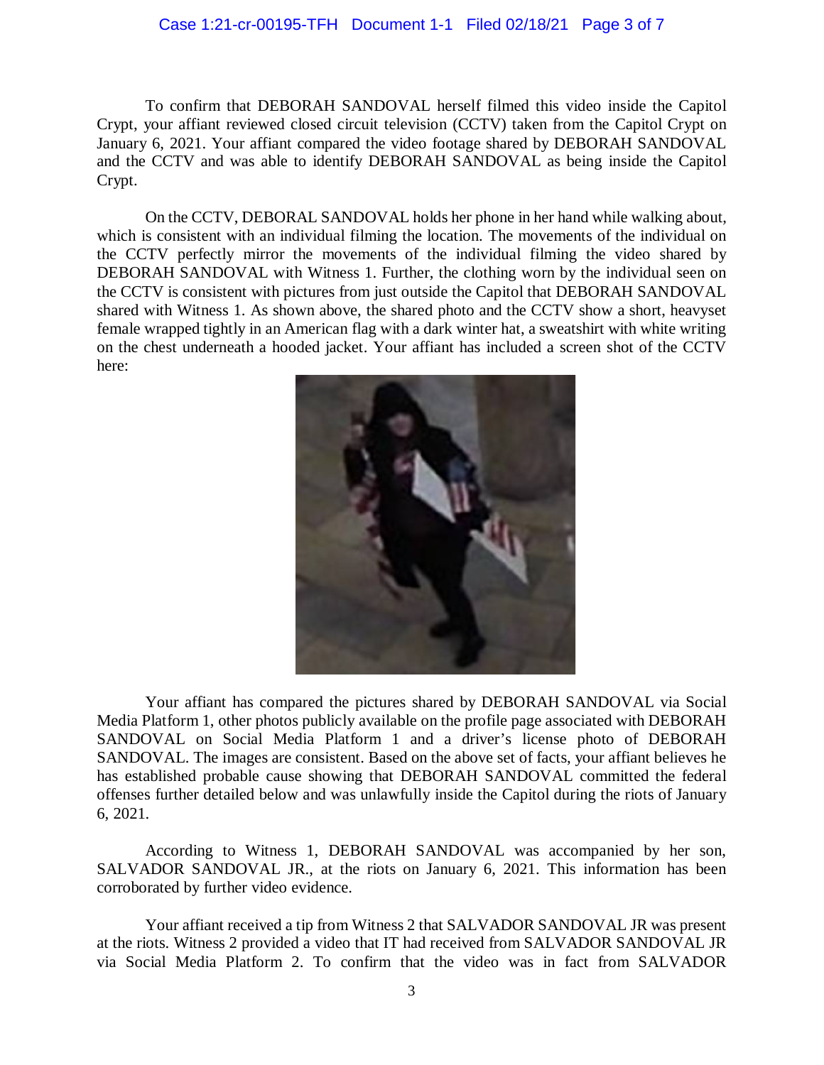To confirm that DEBORAH SANDOVAL herself filmed this video inside the Capitol Crypt, your affiant reviewed closed circuit television (CCTV) taken from the Capitol Crypt on January 6, 2021. Your affiant compared the video footage shared by DEBORAH SANDOVAL and the CCTV and was able to identify DEBORAH SANDOVAL as being inside the Capitol Crypt.

On the CCTV, DEBORAL SANDOVAL holds her phone in her hand while walking about, which is consistent with an individual filming the location. The movements of the individual on the CCTV perfectly mirror the movements of the individual filming the video shared by DEBORAH SANDOVAL with Witness 1. Further, the clothing worn by the individual seen on the CCTV is consistent with pictures from just outside the Capitol that DEBORAH SANDOVAL shared with Witness 1. As shown above, the shared photo and the CCTV show a short, heavyset female wrapped tightly in an American flag with a dark winter hat, a sweatshirt with white writing on the chest underneath a hooded jacket. Your affiant has included a screen shot of the CCTV here:

Your affiant has compared the pictures shared by DEBORAH SANDOVAL via Social Media Platform 1, other photos publicly available on the profile page associated with DEBORAH SANDOVAL on Social Media Platform 1 and a driver's license photo of DEBORAH SANDOVAL. The images are consistent. Based on the above set of facts, your affiant believes he has established probable cause showing that DEBORAH SANDOVAL committed the federal offenses further detailed below and was unlawfully inside the Capitol during the riots of January 6, 2021.

According to Witness 1, DEBORAH SANDOVAL was accompanied by her son, SALVADOR SANDOVAL JR., at the riots on January 6, 2021. This information has been corroborated by further video evidence.

Your affiant received a tip from Witness 2 that SALVADOR SANDOVAL JR was present at the riots. Witness 2 provided a video that IT had received from SALVADOR SANDOVAL JR via Social Media Platform 2. To confirm that the video was in fact from SALVADOR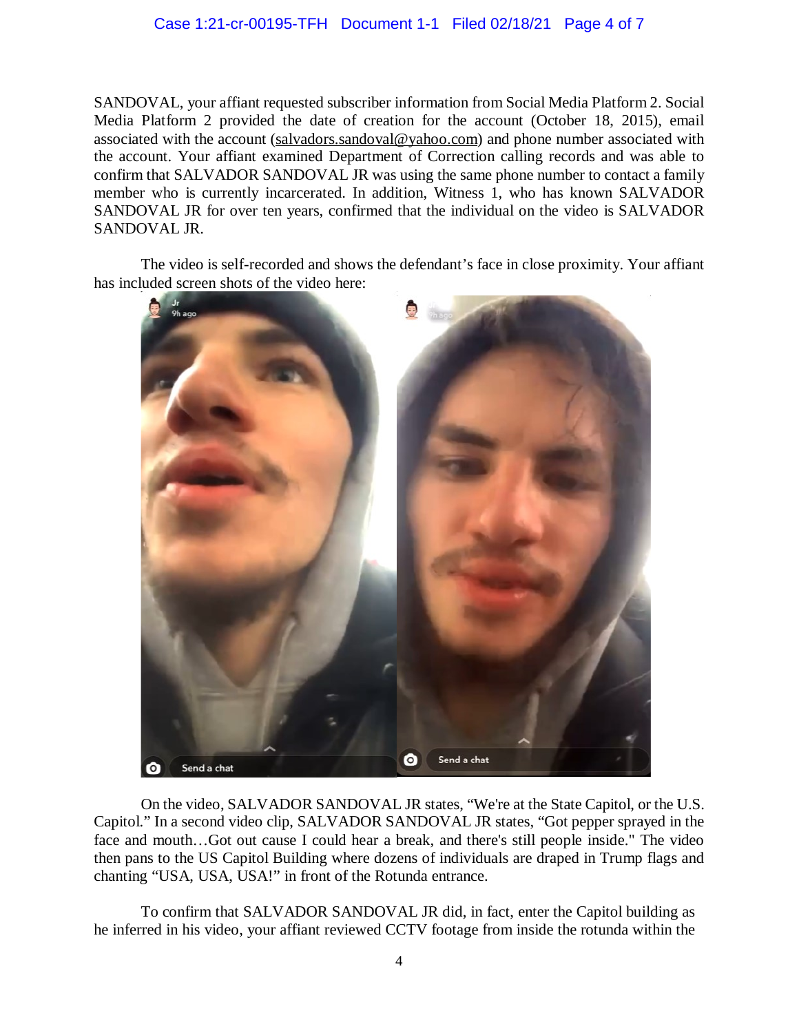SANDOVAL, your affiant requested subscriber information from Social Media Platform 2. Social Media Platform 2 provided the date of creation for the account (October 18, 2015), email associated with the account (salvadors.sandoval@yahoo.com) and phone number associated with the account. Your affiant examined Department of Correction calling records and was able to confirm that SALVADOR SANDOVAL JR was using the same phone number to contact a family member who is currently incarcerated. In addition, Witness 1, who has known SALVADOR SANDOVAL JR for over ten years, confirmed that the individual on the video is SALVADOR SANDOVAL JR.

The video is self-recorded and shows the defendant's face in close proximity. Your affiant has included screen shots of the video here:

On the video, SALVADOR SANDOVAL JR states, "We're at the State Capitol, or the U.S. Capitol." In a second video clip, SALVADOR SANDOVAL JR states, "Got pepper sprayed in the face and mouth…Got out cause I could hear a break, and there's still people inside." The video then pans to the US Capitol Building where dozens of individuals are draped in Trump flags and chanting "USA, USA, USA!" in front of the Rotunda entrance.

To confirm that SALVADOR SANDOVAL JR did, in fact, enter the Capitol building as he inferred in his video, your affiant reviewed CCTV footage from inside the rotunda within the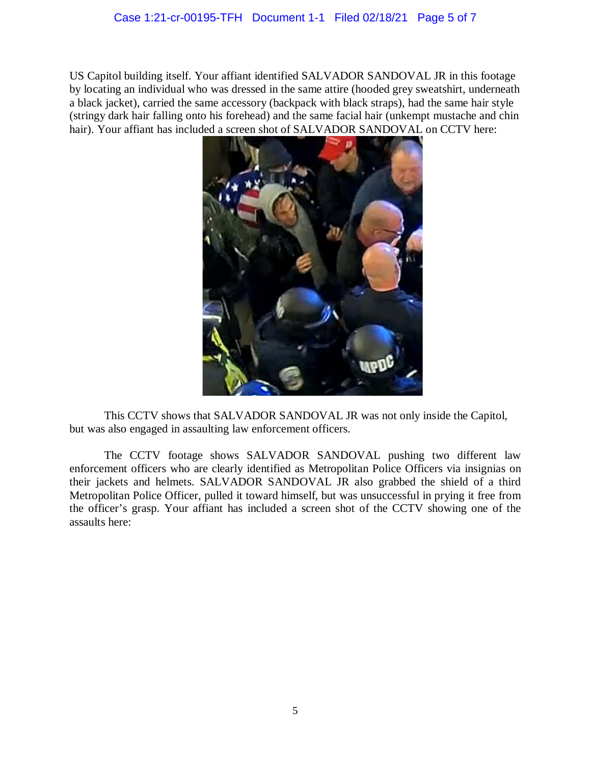US Capitol building itself. Your affiant identified SALVADOR SANDOVAL JR in this footage by locating an individual who was dressed in the same attire (hooded grey sweatshirt, underneath a black jacket), carried the same accessory (backpack with black straps), had the same hair style (stringy dark hair falling onto his forehead) and the same facial hair (unkempt mustache and chin hair). Your affiant has included a screen shot of SALVADOR SANDOVAL on CCTV here:

This CCTV shows that SALVADOR SANDOVAL JR was not only inside the Capitol, but was also engaged in assaulting law enforcement officers.

The CCTV footage shows SALVADOR SANDOVAL pushing two different law enforcement officers who are clearly identified as Metropolitan Police Officers via insignias on their jackets and helmets. SALVADOR SANDOVAL JR also grabbed the shield of a third Metropolitan Police Officer, pulled it toward himself, but was unsuccessful in prying it free from the officer's grasp. Your affiant has included a screen shot of the CCTV showing one of the assaults here: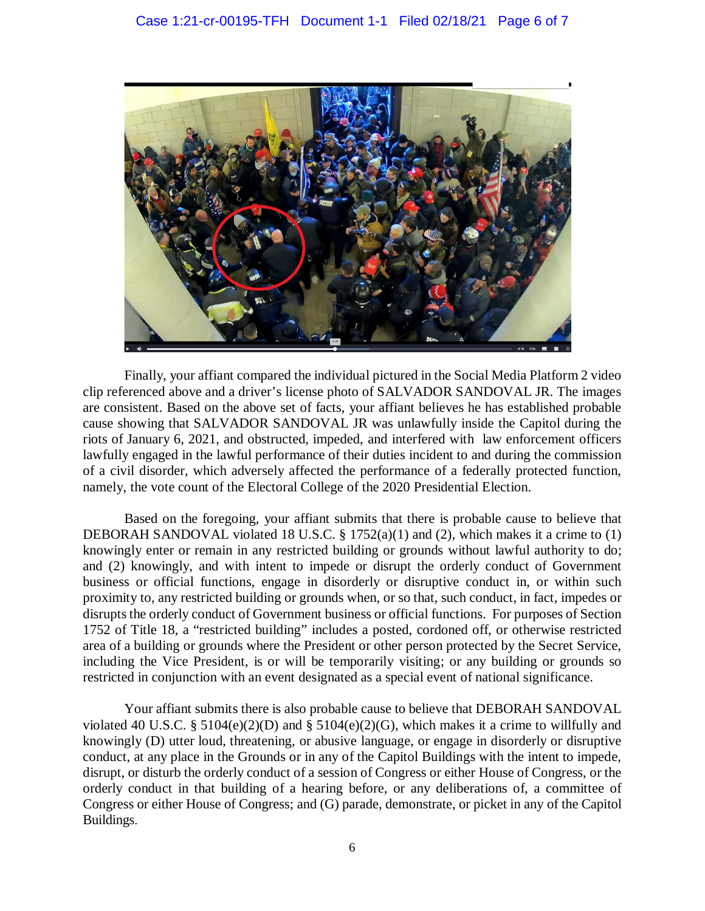Finally, your affiant compared the individual pictured in the Social Media Platform 2 video clip referenced above and a driver's license photo of SALVADOR SANDOVAL JR. The images are consistent. Based on the above set of facts, your affiant believes he has established probable cause showing that SALVADOR SANDOVAL JR was unlawfully inside the Capitol during the riots of January 6, 2021, and obstructed, impeded, and interfered with law enforcement officers lawfully engaged in the lawful performance of their duties incident to and during the commission of a civil disorder, which adversely affected the performance of a federally protected function, namely, the vote count of the Electoral College of the 2020 Presidential Election.

Based on the foregoing, your affiant submits that there is probable cause to believe that DEBORAH SANDOVAL violated 18 U.S.C. § 1752(a)(1) and (2), which makes it a crime to (1) knowingly enter or remain in any restricted building or grounds without lawful authority to do; and (2) knowingly, and with intent to impede or disrupt the orderly conduct of Government business or official functions, engage in disorderly or disruptive conduct in, or within such proximity to, any restricted building or grounds when, or so that, such conduct, in fact, impedes or disrupts the orderly conduct of Government business or official functions. For purposes of Section 1752 of Title 18, a "restricted building" includes a posted, cordoned off, or otherwise restricted area of a building or grounds where the President or other person protected by the Secret Service, including the Vice President, is or will be temporarily visiting; or any building or grounds so restricted in conjunction with an event designated as a special event of national significance.

Your affiant submits there is also probable cause to believe that DEBORAH SANDOVAL violated 40 U.S.C. § 5104(e)(2)(D) and § 5104(e)(2)(G), which makes it a crime to willfully and knowingly (D) utter loud, threatening, or abusive language, or engage in disorderly or disruptive conduct, at any place in the Grounds or in any of the Capitol Buildings with the intent to impede, disrupt, or disturb the orderly conduct of a session of Congress or either House of Congress, or the orderly conduct in that building of a hearing before, or any deliberations of, a committee of Congress or either House of Congress; and (G) parade, demonstrate, or picket in any of the Capitol Buildings.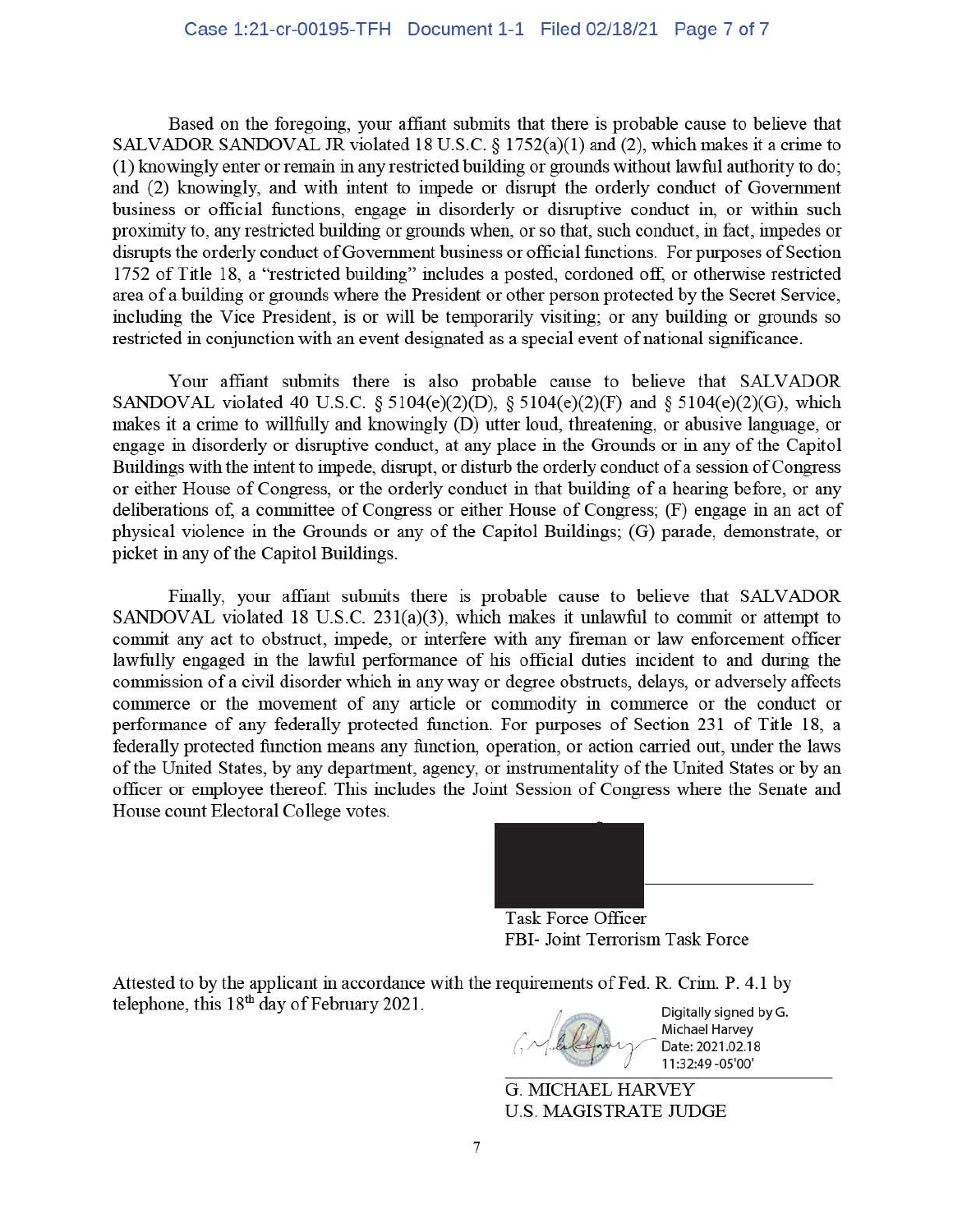Based on the foregoing, your affiant submits that there is probable cause to believe that SALVADOR SANDOVAL JR violated 18 U.S.C. § 1752(a)(1) and (2), which makes it a crime to (1) knowingly enter or remain in any restricted building or grounds without lawful authority to do; and (2) knowingly, and with intent to impede or disrupt the orderly conduct of Government business or official functions, engage in disorderly or disruptive conduct in, or within such proximity to, any restricted building or grounds when, or so that, such conduct, in fact, impedes or disrupts the orderly conduct of Government business or official functions. For purposes of Section 1752 of Title 18, a "restricted building" includes a posted, cordoned off, or otherwise restricted area of a building or grounds where the President or other person protected by the Secret Service, including the Vice President, is or will be temporarily visiting; or any building or grounds so restricted in conjunction with an event designated as a special event of national significance.

Your affiant submits there is also probable cause to believe that SALVADOR SANDOVAL violated 40 U.S.C. § 5104(e)(2)(D), § 5104(e)(2)(F) and § 5104(e)(2)(G), which makes it a crime to willfully and knowingly (D) utter loud, threatening, or abusive language, or engage in disorderly or disruptive conduct, at any place in the Grounds or in any of the Capitol Buildings with the intent to impede, disrupt, or disturb the orderly conduct of a session of Congress or either House of Congress, or the orderly conduct in that building of a hearing before, or any deliberations of, a committee of Congress or either House of Congress; (F) engage in an act of physical violence in the Grounds or any of the Capitol Buildings; (G) parade, demonstrate, or picket in any of the Capitol Buildings.

Finally, your affiant submits there is probable cause to believe that SALVADOR SANDOVAL violated 18 U.S.C. 231(a)(3), which makes it unlawful to commit or attempt to commit any act to obstruct, impede, or interfere with any fireman or law enforcement officer lawfully engaged in the lawful performance of his official duties incident to and during the commission of a civil disorder which in any way or degree obstructs, delays, or adversely affects commerce or the movement of any article or commodity in commerce or the conduct or performance of any federally protected function. For purposes of Section 231 of Title 18, a federally protected function means any function, operation, or action carried out, under the laws of the United States, by any department, agency, or instrumentality of the United States or by an officer or employee thereof. This includes the Joint Session of Congress where the Senate and House count Electoral College votes.

Task Force Officer
FBI- Joint Terrorism Task Force

Attested to by the applicant in accordance with the requirements of Fed. R. Crim. P. 4.1 by telephone, this 18th day of February 2021.

Digitally signed by G. Michael Harvey
Date: 2021.02.18 11:32:49 -05'00'

G. MICHAEL HARVEY
U.S. MAGISTRATE JUDGE